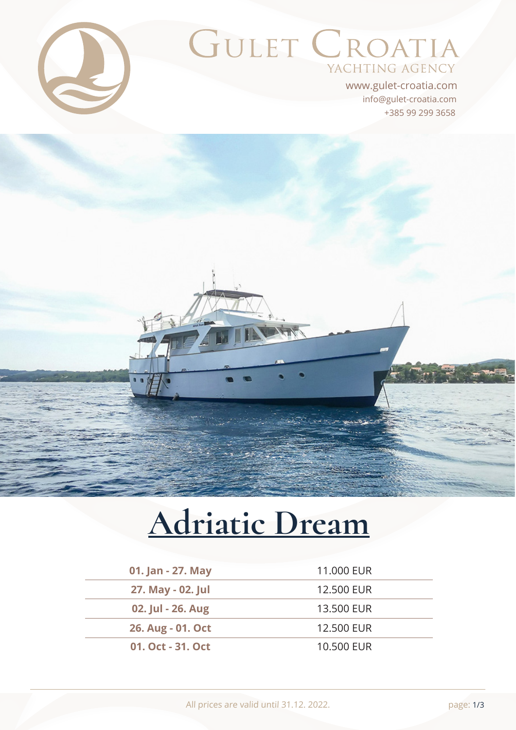# Gulet Croatia

YACHTING AGENCY

www.gulet-croatia.com

info@gulet-croatia.com

+385 99 299 3658

# Adriatic Dream

| | |
|---|---|
| **01. Jan - 27. May** | 11.000 EUR |
| **27. May - 02. Jul** | 12.500 EUR |
| **02. Jul - 26. Aug** | 13.500 EUR |
| **26. Aug - 01. Oct** | 12.500 EUR |
| **01. Oct - 31. Oct** | 10.500 EUR |

All prices are valid until 31.12. 2022.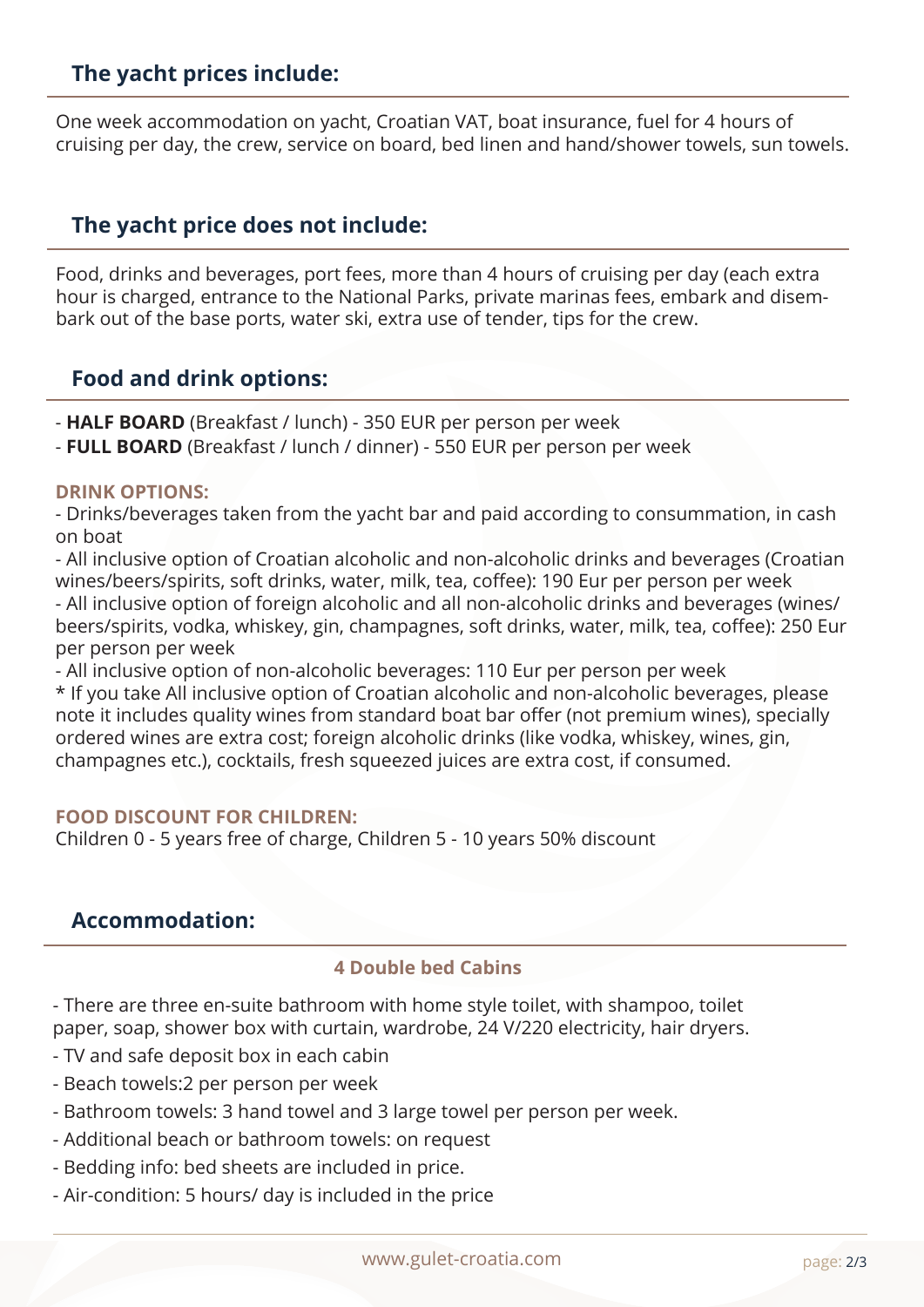## The yacht prices include:

One week accommodation on yacht, Croatian VAT, boat insurance, fuel for 4 hours of cruising per day, the crew, service on board, bed linen and hand/shower towels, sun towels.

## The yacht price does not include:

Food, drinks and beverages, port fees, more than 4 hours of cruising per day (each extra hour is charged, entrance to the National Parks, private marinas fees, embark and disembark out of the base ports, water ski, extra use of tender, tips for the crew.

## Food and drink options:

- **HALF BOARD** (Breakfast / lunch) - 350 EUR per person per week
- **FULL BOARD** (Breakfast / lunch / dinner) - 550 EUR per person per week

### DRINK OPTIONS:

- Drinks/beverages taken from the yacht bar and paid according to consummation, in cash on boat
- All inclusive option of Croatian alcoholic and non-alcoholic drinks and beverages (Croatian wines/beers/spirits, soft drinks, water, milk, tea, coffee): 190 Eur per person per week
- All inclusive option of foreign alcoholic and all non-alcoholic drinks and beverages (wines/beers/spirits, vodka, whiskey, gin, champagnes, soft drinks, water, milk, tea, coffee): 250 Eur per person per week
- All inclusive option of non-alcoholic beverages: 110 Eur per person per week

* If you take All inclusive option of Croatian alcoholic and non-alcoholic beverages, please note it includes quality wines from standard boat bar offer (not premium wines), specially ordered wines are extra cost; foreign alcoholic drinks (like vodka, whiskey, wines, gin, champagnes etc.), cocktails, fresh squeezed juices are extra cost, if consumed.

### FOOD DISCOUNT FOR CHILDREN:

Children 0 - 5 years free of charge, Children 5 - 10 years 50% discount

## Accommodation:

### 4 Double bed Cabins

- There are three en-suite bathroom with home style toilet, with shampoo, toilet paper, soap, shower box with curtain, wardrobe, 24 V/220 electricity, hair dryers.
- TV and safe deposit box in each cabin
- Beach towels:2 per person per week
- Bathroom towels: 3 hand towel and 3 large towel per person per week.
- Additional beach or bathroom towels: on request
- Bedding info: bed sheets are included in price.
- Air-condition: 5 hours/ day is included in the price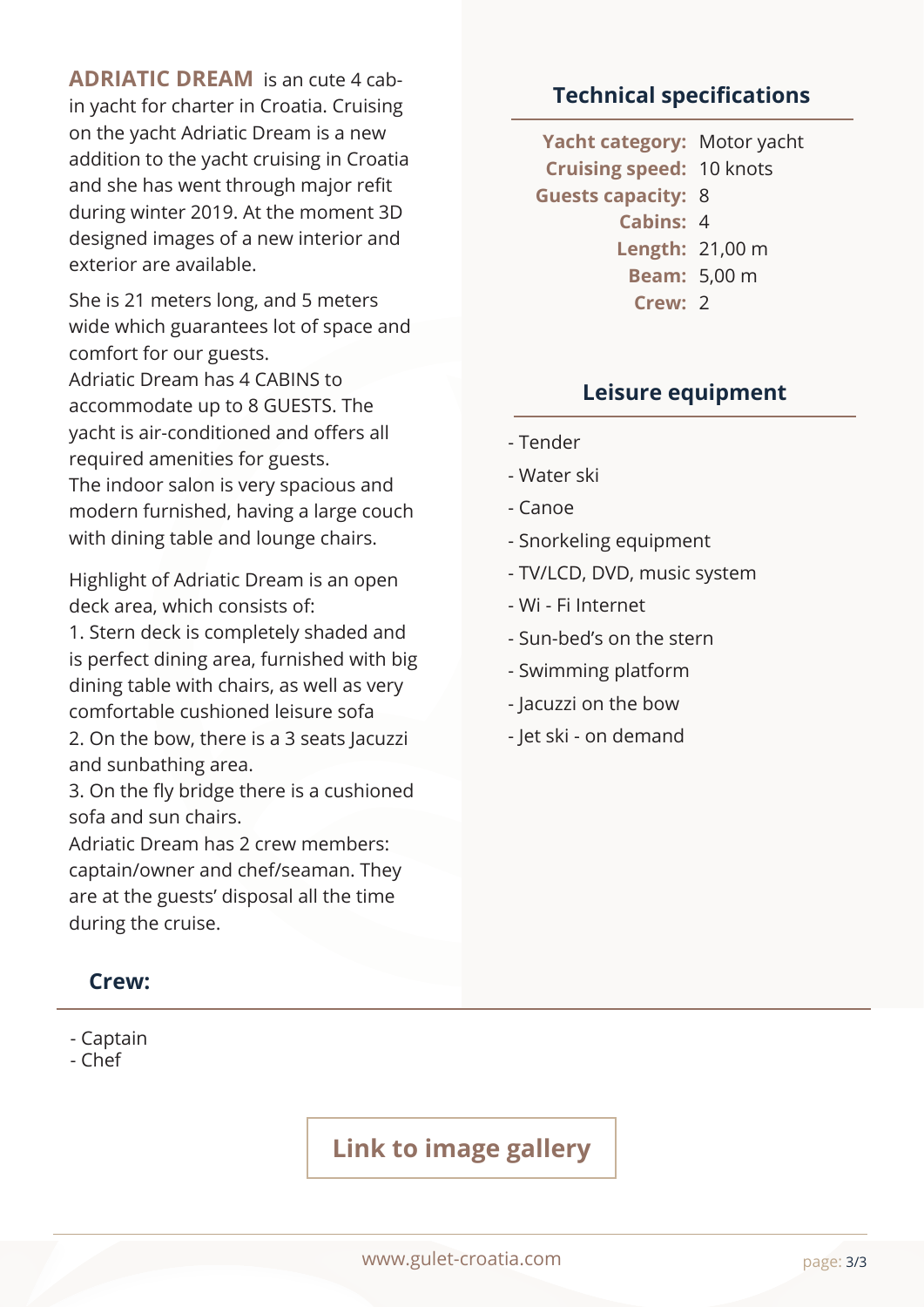**ADRIATIC DREAM** is an cute 4 cab-in yacht for charter in Croatia. Cruising on the yacht Adriatic Dream is a new addition to the yacht cruising in Croatia and she has went through major refit during winter 2019. At the moment 3D designed images of a new interior and exterior are available.

She is 21 meters long, and 5 meters wide which guarantees lot of space and comfort for our guests.
Adriatic Dream has 4 CABINS to accommodate up to 8 GUESTS. The yacht is air-conditioned and offers all required amenities for guests.
The indoor salon is very spacious and modern furnished, having a large couch with dining table and lounge chairs.

Highlight of Adriatic Dream is an open deck area, which consists of:
1. Stern deck is completely shaded and is perfect dining area, furnished with big dining table with chairs, as well as very comfortable cushioned leisure sofa
2. On the bow, there is a 3 seats Jacuzzi and sunbathing area.
3. On the fly bridge there is a cushioned sofa and sun chairs.
Adriatic Dream has 2 crew members: captain/owner and chef/seaman. They are at the guests' disposal all the time during the cruise.

## Technical specifications

| | |
|---|---|
| **Yacht category:** | Motor yacht |
| **Cruising speed:** | 10 knots |
| **Guests capacity:** | 8 |
| **Cabins:** | 4 |
| **Length:** | 21,00 m |
| **Beam:** | 5,00 m |
| **Crew:** | 2 |

## Leisure equipment

- Tender
- Water ski
- Canoe
- Snorkeling equipment
- TV/LCD, DVD, music system
- Wi - Fi Internet
- Sun-bed's on the stern
- Swimming platform
- Jacuzzi on the bow
- Jet ski - on demand

## Crew:

- Captain
- Chef

**Link to image gallery**

www.gulet-croatia.com